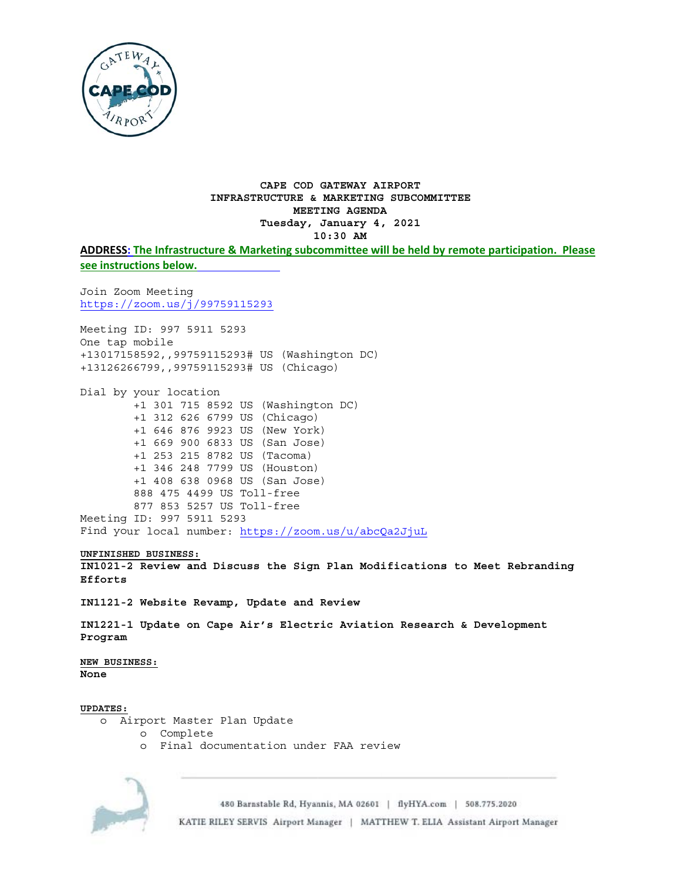# CAPE COD GATEWAY AIRPORT
## INFRASTRUCTURE & MARKETING SUBCOMMITTEE
## MEETING AGENDA
**Tuesday, January 4, 2021**
**10:30 AM**

**ADDRESS: The Infrastructure & Marketing subcommittee will be held by remote participation. Please see instructions below.**

Join Zoom Meeting
https://zoom.us/j/99759115293

Meeting ID: 997 5911 5293
One tap mobile
+13017158592,,99759115293# US (Washington DC)
+13126266799,,99759115293# US (Chicago)

Dial by your location
- +1 301 715 8592 US (Washington DC)
- +1 312 626 6799 US (Chicago)
- +1 646 876 9923 US (New York)
- +1 669 900 6833 US (San Jose)
- +1 253 215 8782 US (Tacoma)
- +1 346 248 7799 US (Houston)
- +1 408 638 0968 US (San Jose)
- 888 475 4499 US Toll-free
- 877 853 5257 US Toll-free

Meeting ID: 997 5911 5293
Find your local number: https://zoom.us/u/abcQa2JjuL

**UNFINISHED BUSINESS:**

**IN1021-2 Review and Discuss the Sign Plan Modifications to Meet Rebranding Efforts**

**IN1121-2 Website Revamp, Update and Review**

**IN1221-1 Update on Cape Air's Electric Aviation Research & Development Program**

**NEW BUSINESS:**
**None**

**UPDATES:**
- Airport Master Plan Update
  - Complete
  - Final documentation under FAA review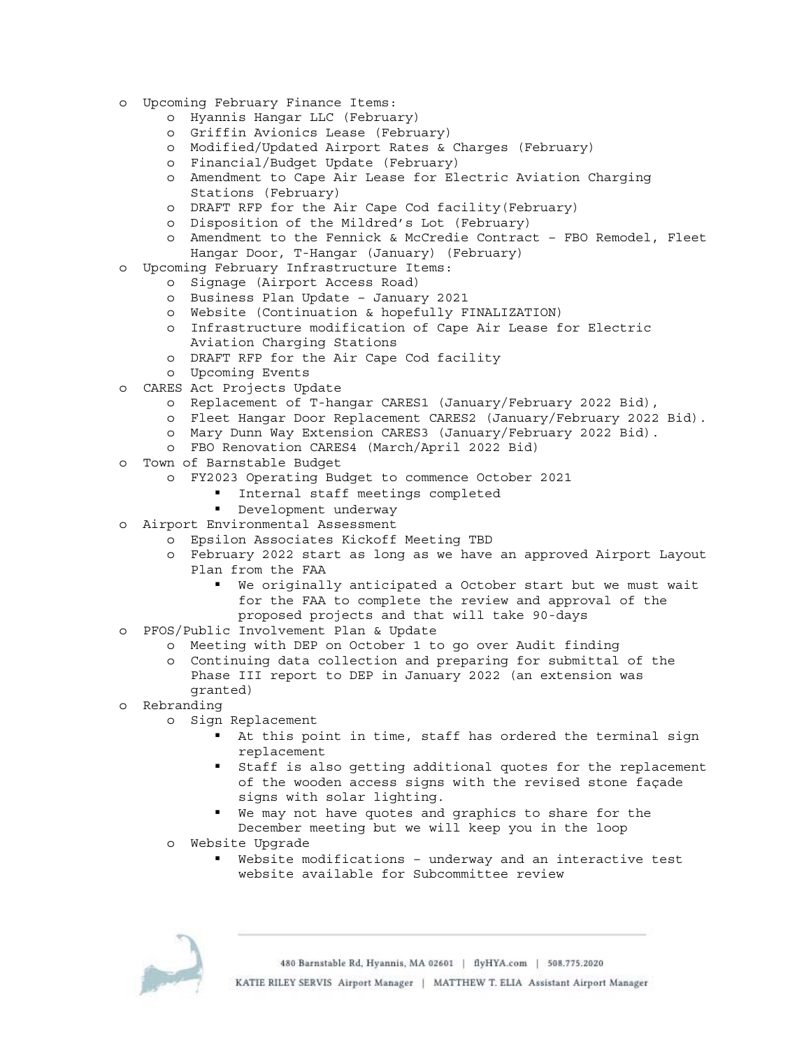- Upcoming February Finance Items:
  - Hyannis Hangar LLC (February)
  - Griffin Avionics Lease (February)
  - Modified/Updated Airport Rates & Charges (February)
  - Financial/Budget Update (February)
  - Amendment to Cape Air Lease for Electric Aviation Charging Stations (February)
  - DRAFT RFP for the Air Cape Cod facility(February)
  - Disposition of the Mildred's Lot (February)
  - Amendment to the Fennick & McCredie Contract – FBO Remodel, Fleet Hangar Door, T-Hangar (January) (February)
- Upcoming February Infrastructure Items:
  - Signage (Airport Access Road)
  - Business Plan Update – January 2021
  - Website (Continuation & hopefully FINALIZATION)
  - Infrastructure modification of Cape Air Lease for Electric Aviation Charging Stations
  - DRAFT RFP for the Air Cape Cod facility
  - Upcoming Events
- CARES Act Projects Update
  - Replacement of T-hangar CARES1 (January/February 2022 Bid),
  - Fleet Hangar Door Replacement CARES2 (January/February 2022 Bid).
  - Mary Dunn Way Extension CARES3 (January/February 2022 Bid).
  - FBO Renovation CARES4 (March/April 2022 Bid)
- Town of Barnstable Budget
  - FY2023 Operating Budget to commence October 2021
    - Internal staff meetings completed
    - Development underway
- Airport Environmental Assessment
  - Epsilon Associates Kickoff Meeting TBD
  - February 2022 start as long as we have an approved Airport Layout Plan from the FAA
    - We originally anticipated a October start but we must wait for the FAA to complete the review and approval of the proposed projects and that will take 90-days
- PFOS/Public Involvement Plan & Update
  - Meeting with DEP on October 1 to go over Audit finding
  - Continuing data collection and preparing for submittal of the Phase III report to DEP in January 2022 (an extension was granted)
- Rebranding
  - Sign Replacement
    - At this point in time, staff has ordered the terminal sign replacement
    - Staff is also getting additional quotes for the replacement of the wooden access signs with the revised stone façade signs with solar lighting.
    - We may not have quotes and graphics to share for the December meeting but we will keep you in the loop
  - Website Upgrade
    - Website modifications – underway and an interactive test website available for Subcommittee review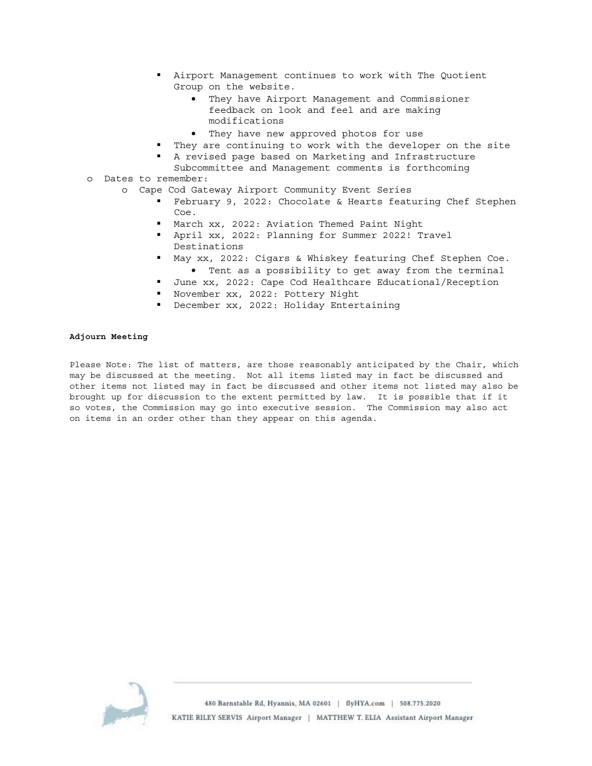- Airport Management continues to work with The Quotient Group on the website.
        - They have Airport Management and Commissioner feedback on look and feel and are making modifications
        - They have new approved photos for use
      - They are continuing to work with the developer on the site
      - A revised page based on Marketing and Infrastructure Subcommittee and Management comments is forthcoming
  - Dates to remember:
    - Cape Cod Gateway Airport Community Event Series
      - February 9, 2022: Chocolate & Hearts featuring Chef Stephen Coe.
      - March xx, 2022: Aviation Themed Paint Night
      - April xx, 2022: Planning for Summer 2022! Travel Destinations
      - May xx, 2022: Cigars & Whiskey featuring Chef Stephen Coe.
        - Tent as a possibility to get away from the terminal
      - June xx, 2022: Cape Cod Healthcare Educational/Reception
      - November xx, 2022: Pottery Night
      - December xx, 2022: Holiday Entertaining

**Adjourn Meeting**

Please Note: The list of matters, are those reasonably anticipated by the Chair, which may be discussed at the meeting. Not all items listed may in fact be discussed and other items not listed may in fact be discussed and other items not listed may also be brought up for discussion to the extent permitted by law. It is possible that if it so votes, the Commission may go into executive session. The Commission may also act on items in an order other than they appear on this agenda.